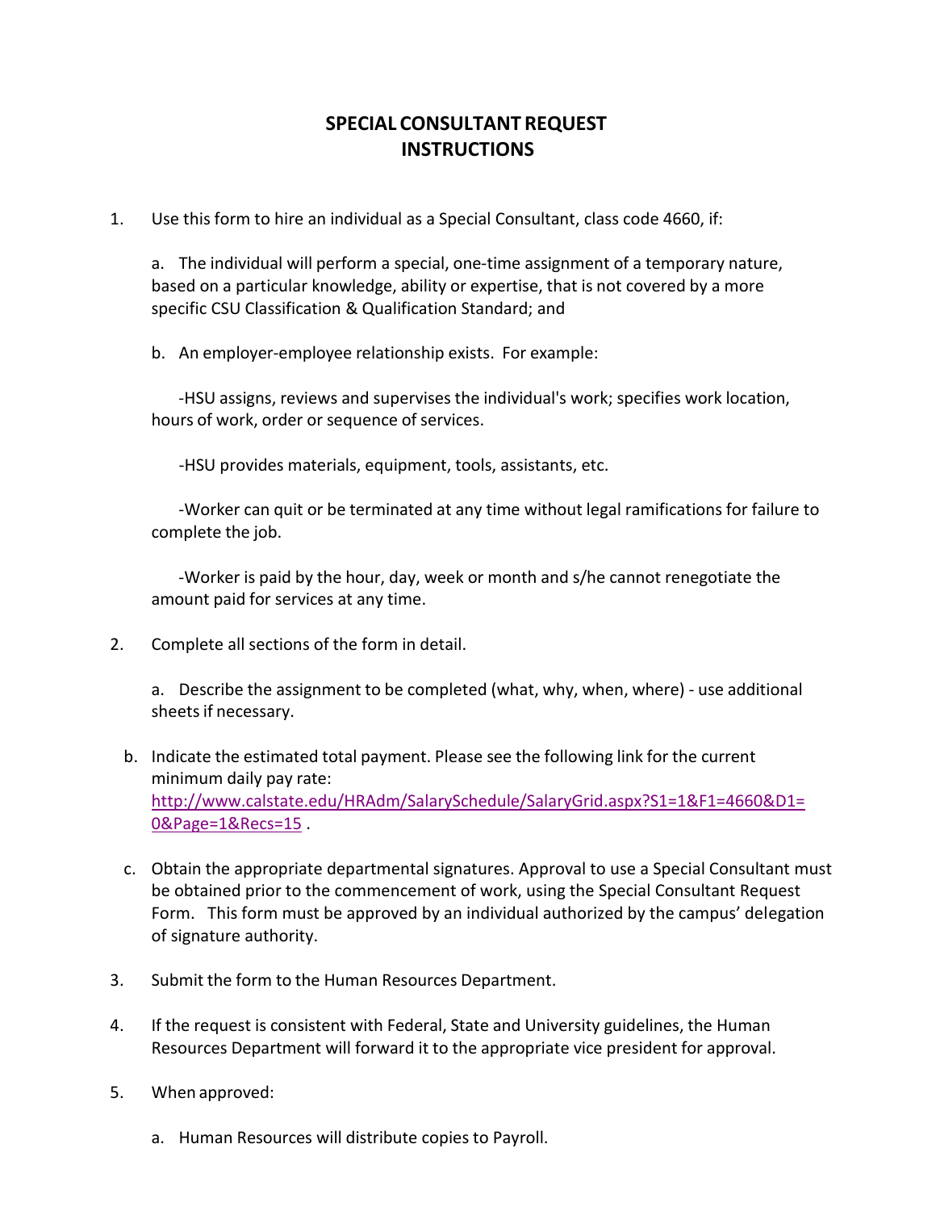# SPECIAL CONSULTANT REQUEST INSTRUCTIONS

1. Use this form to hire an individual as a Special Consultant, class code 4660, if:

   a. The individual will perform a special, one-time assignment of a temporary nature, based on a particular knowledge, ability or expertise, that is not covered by a more specific CSU Classification & Qualification Standard; and

   b. An employer-employee relationship exists. For example:

      -HSU assigns, reviews and supervises the individual's work; specifies work location, hours of work, order or sequence of services.

      -HSU provides materials, equipment, tools, assistants, etc.

      -Worker can quit or be terminated at any time without legal ramifications for failure to complete the job.

      -Worker is paid by the hour, day, week or month and s/he cannot renegotiate the amount paid for services at any time.

2. Complete all sections of the form in detail.

   a. Describe the assignment to be completed (what, why, when, where) - use additional sheets if necessary.

   b. Indicate the estimated total payment. Please see the following link for the current minimum daily pay rate: [http://www.calstate.edu/HRAdm/SalarySchedule/SalaryGrid.aspx?S1=1&F1=4660&D1=0&Page=1&Recs=15](http://www.calstate.edu/HRAdm/SalarySchedule/SalaryGrid.aspx?S1=1&F1=4660&D1=0&Page=1&Recs=15) .

   c. Obtain the appropriate departmental signatures. Approval to use a Special Consultant must be obtained prior to the commencement of work, using the Special Consultant Request Form. This form must be approved by an individual authorized by the campus' delegation of signature authority.

3. Submit the form to the Human Resources Department.

4. If the request is consistent with Federal, State and University guidelines, the Human Resources Department will forward it to the appropriate vice president for approval.

5. When approved:

   a. Human Resources will distribute copies to Payroll.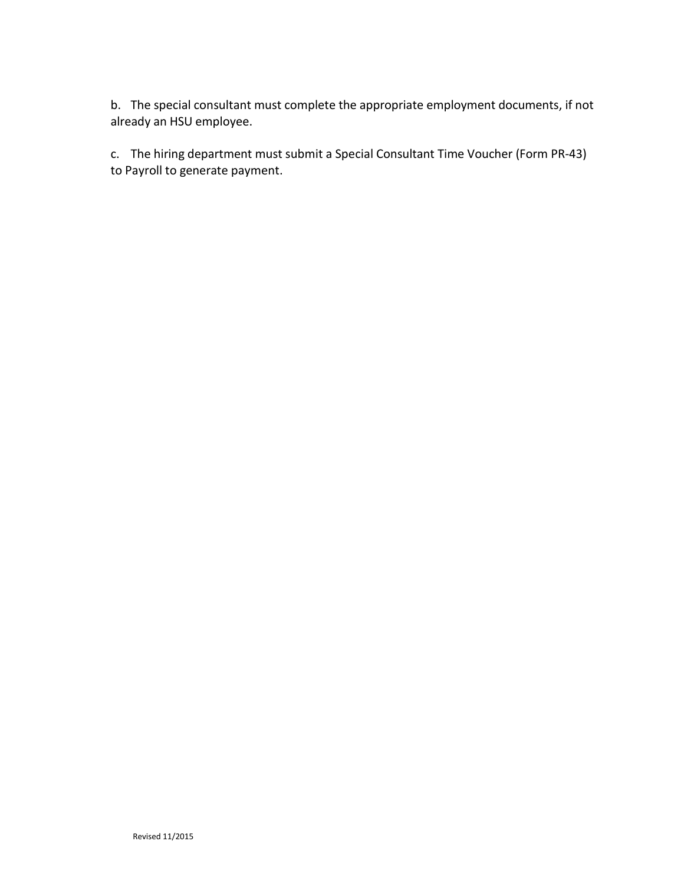b. The special consultant must complete the appropriate employment documents, if not already an HSU employee.

c. The hiring department must submit a Special Consultant Time Voucher (Form PR-43) to Payroll to generate payment.

Revised 11/2015